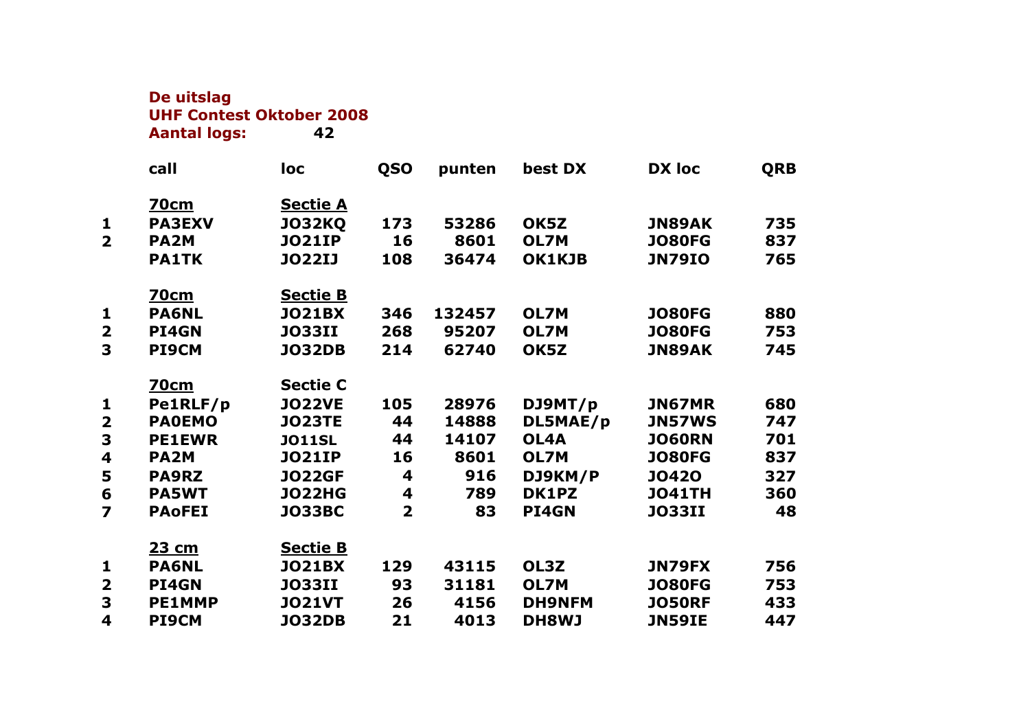**De uitslag**
**UHF Contest Oktober 2008**
**Aantal logs: 42**

| | call | loc | QSO | punten | best DX | DX loc | QRB |
|---|---|---|---|---|---|---|---|
| | <u>70cm</u> | <u>Sectie A</u> | | | | | |
| 1 | PA3EXV | JO32KQ | 173 | 53286 | OK5Z | JN89AK | 735 |
| 2 | PA2M | JO21IP | 16 | 8601 | OL7M | JO80FG | 837 |
| | PA1TK | JO22IJ | 108 | 36474 | OK1KJB | JN79IO | 765 |
| | <u>70cm</u> | <u>Sectie B</u> | | | | | |
| 1 | PA6NL | JO21BX | 346 | 132457 | OL7M | JO80FG | 880 |
| 2 | PI4GN | JO33II | 268 | 95207 | OL7M | JO80FG | 753 |
| 3 | PI9CM | JO32DB | 214 | 62740 | OK5Z | JN89AK | 745 |
| | <u>70cm</u> | Sectie C | | | | | |
| 1 | Pe1RLF/p | JO22VE | 105 | 28976 | DJ9MT/p | JN67MR | 680 |
| 2 | PA0EMO | JO23TE | 44 | 14888 | DL5MAE/p | JN57WS | 747 |
| 3 | PE1EWR | JO11SL | 44 | 14107 | OL4A | JO60RN | 701 |
| 4 | PA2M | JO21IP | 16 | 8601 | OL7M | JO80FG | 837 |
| 5 | PA9RZ | JO22GF | 4 | 916 | DJ9KM/P | JO42O | 327 |
| 6 | PA5WT | JO22HG | 4 | 789 | DK1PZ | JO41TH | 360 |
| 7 | PAoFEI | JO33BC | 2 | 83 | PI4GN | JO33II | 48 |
| | <u>23 cm</u> | <u>Sectie B</u> | | | | | |
| 1 | PA6NL | JO21BX | 129 | 43115 | OL3Z | JN79FX | 756 |
| 2 | PI4GN | JO33II | 93 | 31181 | OL7M | JO80FG | 753 |
| 3 | PE1MMP | JO21VT | 26 | 4156 | DH9NFM | JO50RF | 433 |
| 4 | PI9CM | JO32DB | 21 | 4013 | DH8WJ | JN59IE | 447 |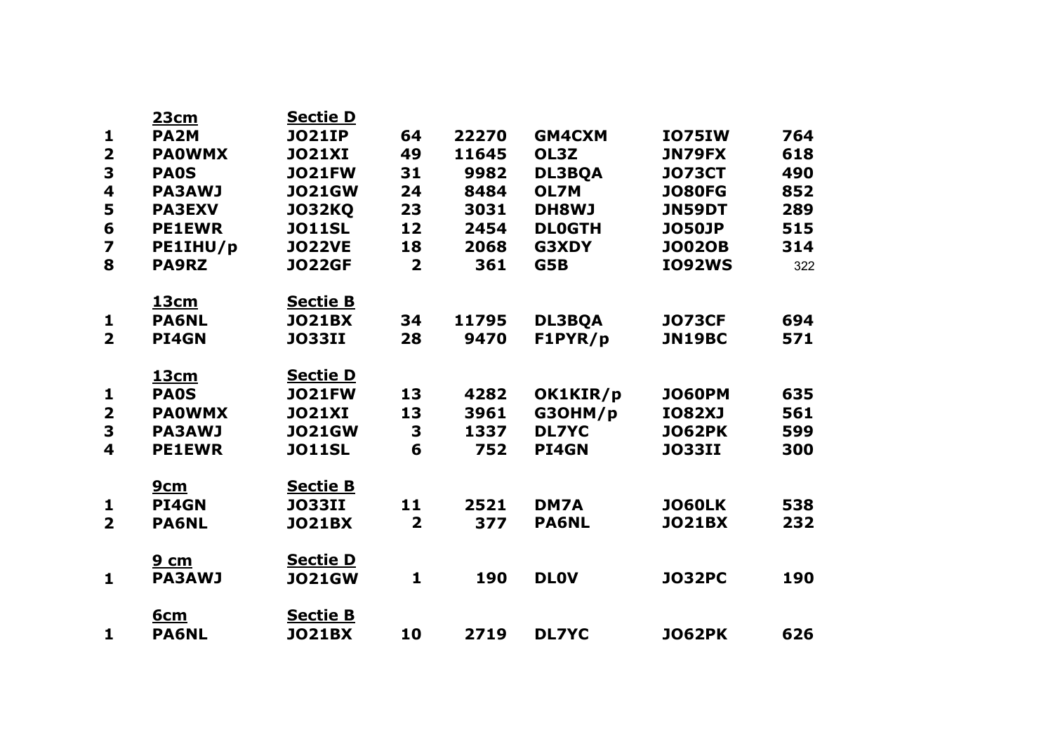| | 23cm | Sectie D | | | | | |
|---|---|---|---|---|---|---|---|
| 1 | PA2M | JO21IP | 64 | 22270 | GM4CXM | IO75IW | 764 |
| 2 | PA0WMX | JO21XI | 49 | 11645 | OL3Z | JN79FX | 618 |
| 3 | PA0S | JO21FW | 31 | 9982 | DL3BQA | JO73CT | 490 |
| 4 | PA3AWJ | JO21GW | 24 | 8484 | OL7M | JO80FG | 852 |
| 5 | PA3EXV | JO32KQ | 23 | 3031 | DH8WJ | JN59DT | 289 |
| 6 | PE1EWR | JO11SL | 12 | 2454 | DL0GTH | JO50JP | 515 |
| 7 | PE1IHU/p | JO22VE | 18 | 2068 | G3XDY | JO02OB | 314 |
| 8 | PA9RZ | JO22GF | 2 | 361 | G5B | IO92WS | 322 |
| | **13cm** | **Sectie B** | | | | | |
| 1 | PA6NL | JO21BX | 34 | 11795 | DL3BQA | JO73CF | 694 |
| 2 | PI4GN | JO33II | 28 | 9470 | F1PYR/p | JN19BC | 571 |
| | **13cm** | **Sectie D** | | | | | |
| 1 | PA0S | JO21FW | 13 | 4282 | OK1KIR/p | JO60PM | 635 |
| 2 | PA0WMX | JO21XI | 13 | 3961 | G3OHM/p | IO82XJ | 561 |
| 3 | PA3AWJ | JO21GW | 3 | 1337 | DL7YC | JO62PK | 599 |
| 4 | PE1EWR | JO11SL | 6 | 752 | PI4GN | JO33II | 300 |
| | **9cm** | **Sectie B** | | | | | |
| 1 | PI4GN | JO33II | 11 | 2521 | DM7A | JO60LK | 538 |
| 2 | PA6NL | JO21BX | 2 | 377 | PA6NL | JO21BX | 232 |
| | **9 cm** | **Sectie D** | | | | | |
| 1 | PA3AWJ | JO21GW | 1 | 190 | DL0V | JO32PC | 190 |
| | **6cm** | **Sectie B** | | | | | |
| 1 | PA6NL | JO21BX | 10 | 2719 | DL7YC | JO62PK | 626 |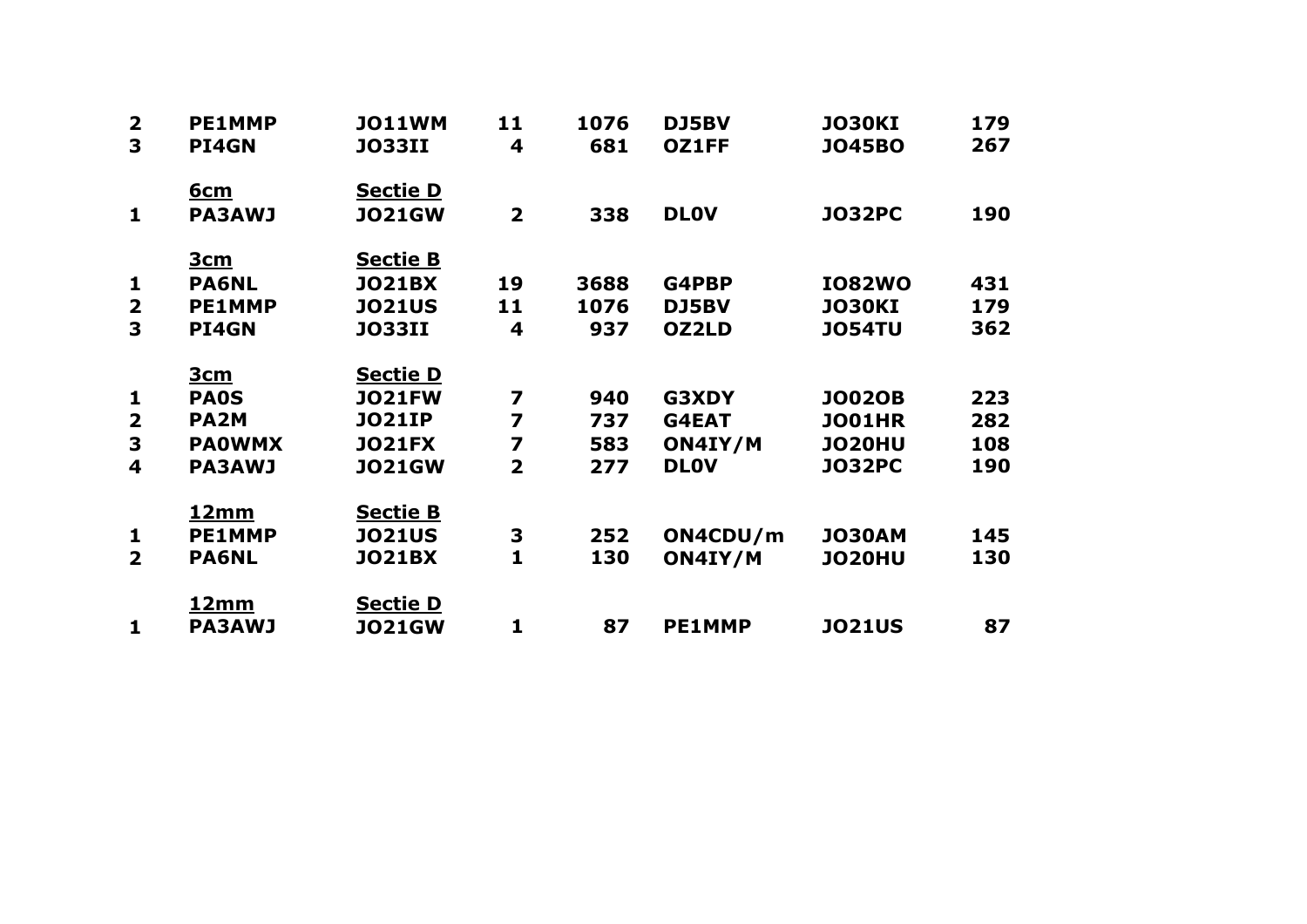| | | | | | | | |
|---|---|---|---|---|---|---|---|
| **2** | **PE1MMP** | **JO11WM** | **11** | **1076** | **DJ5BV** | **JO30KI** | **179** |
| **3** | **PI4GN** | **JO33II** | **4** | **681** | **OZ1FF** | **JO45BO** | **267** |
| | **<u>6cm</u>** | **<u>Sectie D</u>** | | | | | |
| **1** | **PA3AWJ** | **JO21GW** | **2** | **338** | **DL0V** | **JO32PC** | **190** |
| | **<u>3cm</u>** | **<u>Sectie B</u>** | | | | | |
| **1** | **PA6NL** | **JO21BX** | **19** | **3688** | **G4PBP** | **IO82WO** | **431** |
| **2** | **PE1MMP** | **JO21US** | **11** | **1076** | **DJ5BV** | **JO30KI** | **179** |
| **3** | **PI4GN** | **JO33II** | **4** | **937** | **OZ2LD** | **JO54TU** | **362** |
| | **<u>3cm</u>** | **<u>Sectie D</u>** | | | | | |
| **1** | **PA0S** | **JO21FW** | **7** | **940** | **G3XDY** | **JO02OB** | **223** |
| **2** | **PA2M** | **JO21IP** | **7** | **737** | **G4EAT** | **JO01HR** | **282** |
| **3** | **PA0WMX** | **JO21FX** | **7** | **583** | **ON4IY/M** | **JO20HU** | **108** |
| **4** | **PA3AWJ** | **JO21GW** | **2** | **277** | **DL0V** | **JO32PC** | **190** |
| | **<u>12mm</u>** | **<u>Sectie B</u>** | | | | | |
| **1** | **PE1MMP** | **JO21US** | **3** | **252** | **ON4CDU/m** | **JO30AM** | **145** |
| **2** | **PA6NL** | **JO21BX** | **1** | **130** | **ON4IY/M** | **JO20HU** | **130** |
| | **<u>12mm</u>** | **<u>Sectie D</u>** | | | | | |
| **1** | **PA3AWJ** | **JO21GW** | **1** | **87** | **PE1MMP** | **JO21US** | **87** |